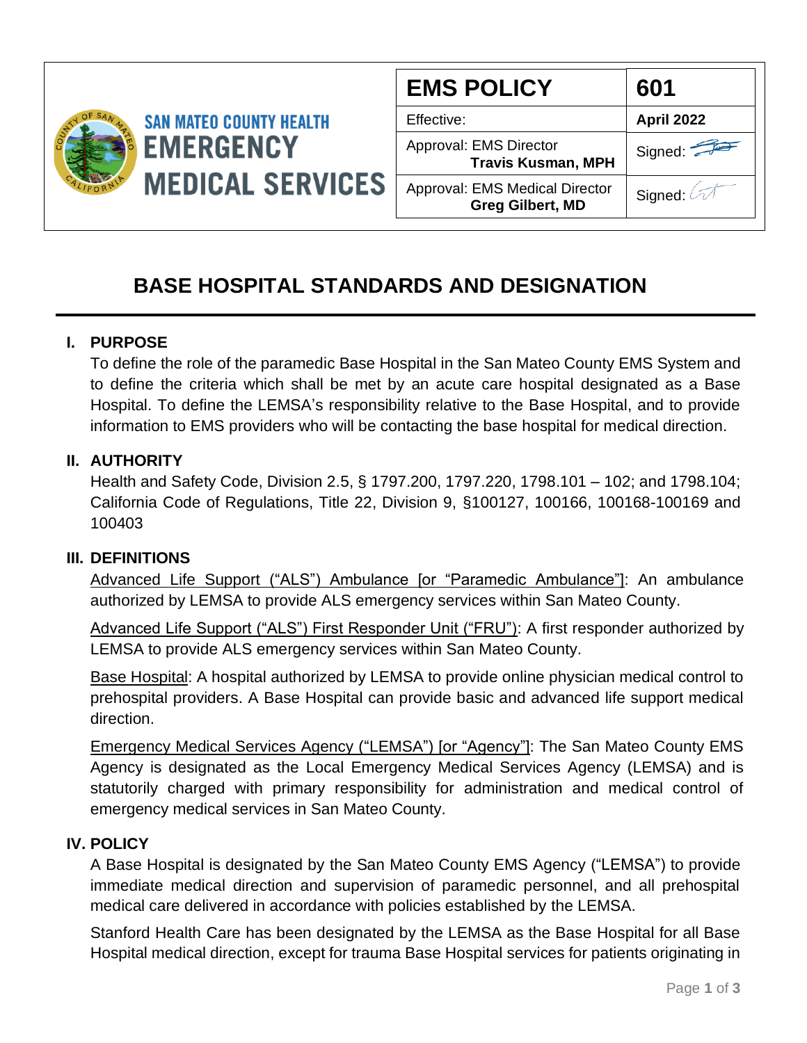SAN MATEO COUNTY HEALTH
EMERGENCY MEDICAL SERVICES

| EMS POLICY | 601 |
|---|---|
| Effective: | **April 2022** |
| Approval: EMS Director **Travis Kusman, MPH** | Signed: |
| Approval: EMS Medical Director **Greg Gilbert, MD** | Signed: |

# BASE HOSPITAL STANDARDS AND DESIGNATION

## I. PURPOSE

To define the role of the paramedic Base Hospital in the San Mateo County EMS System and to define the criteria which shall be met by an acute care hospital designated as a Base Hospital. To define the LEMSA's responsibility relative to the Base Hospital, and to provide information to EMS providers who will be contacting the base hospital for medical direction.

## II. AUTHORITY

Health and Safety Code, Division 2.5, § 1797.200, 1797.220, 1798.101 – 102; and 1798.104; California Code of Regulations, Title 22, Division 9, §100127, 100166, 100168-100169 and 100403

## III. DEFINITIONS

Advanced Life Support ("ALS") Ambulance [or "Paramedic Ambulance"]: An ambulance authorized by LEMSA to provide ALS emergency services within San Mateo County.

Advanced Life Support ("ALS") First Responder Unit ("FRU"): A first responder authorized by LEMSA to provide ALS emergency services within San Mateo County.

Base Hospital: A hospital authorized by LEMSA to provide online physician medical control to prehospital providers. A Base Hospital can provide basic and advanced life support medical direction.

Emergency Medical Services Agency ("LEMSA") [or "Agency"]: The San Mateo County EMS Agency is designated as the Local Emergency Medical Services Agency (LEMSA) and is statutorily charged with primary responsibility for administration and medical control of emergency medical services in San Mateo County.

## IV. POLICY

A Base Hospital is designated by the San Mateo County EMS Agency ("LEMSA") to provide immediate medical direction and supervision of paramedic personnel, and all prehospital medical care delivered in accordance with policies established by the LEMSA.

Stanford Health Care has been designated by the LEMSA as the Base Hospital for all Base Hospital medical direction, except for trauma Base Hospital services for patients originating in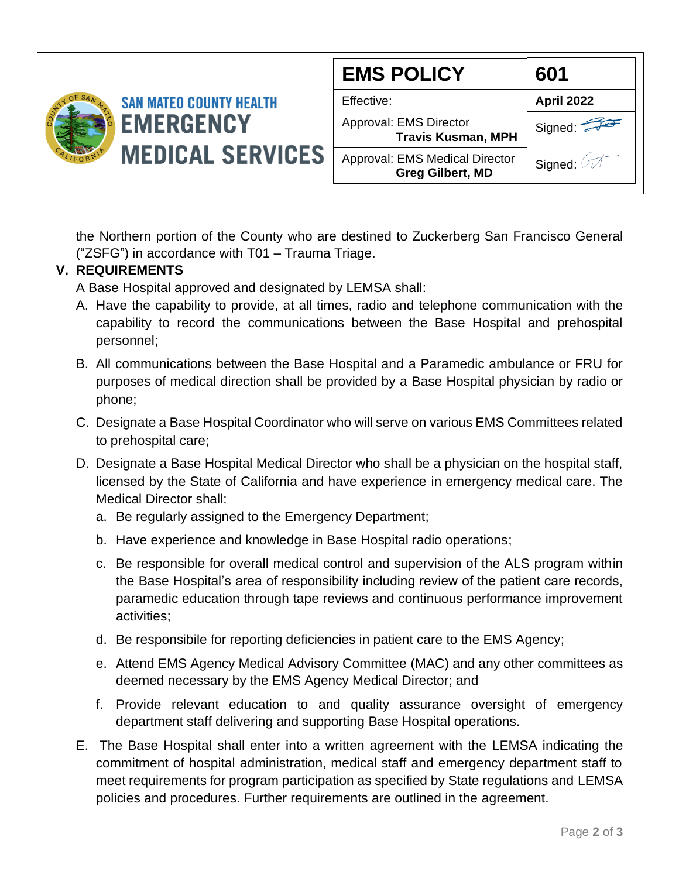the Northern portion of the County who are destined to Zuckerberg San Francisco General ("ZSFG") in accordance with T01 – Trauma Triage.

## V. REQUIREMENTS

A Base Hospital approved and designated by LEMSA shall:

A. Have the capability to provide, at all times, radio and telephone communication with the capability to record the communications between the Base Hospital and prehospital personnel;

B. All communications between the Base Hospital and a Paramedic ambulance or FRU for purposes of medical direction shall be provided by a Base Hospital physician by radio or phone;

C. Designate a Base Hospital Coordinator who will serve on various EMS Committees related to prehospital care;

D. Designate a Base Hospital Medical Director who shall be a physician on the hospital staff, licensed by the State of California and have experience in emergency medical care. The Medical Director shall:

   a. Be regularly assigned to the Emergency Department;

   b. Have experience and knowledge in Base Hospital radio operations;

   c. Be responsible for overall medical control and supervision of the ALS program within the Base Hospital's area of responsibility including review of the patient care records, paramedic education through tape reviews and continuous performance improvement activities;

   d. Be responsibile for reporting deficiencies in patient care to the EMS Agency;

   e. Attend EMS Agency Medical Advisory Committee (MAC) and any other committees as deemed necessary by the EMS Agency Medical Director; and

   f. Provide relevant education to and quality assurance oversight of emergency department staff delivering and supporting Base Hospital operations.

E. The Base Hospital shall enter into a written agreement with the LEMSA indicating the commitment of hospital administration, medical staff and emergency department staff to meet requirements for program participation as specified by State regulations and LEMSA policies and procedures. Further requirements are outlined in the agreement.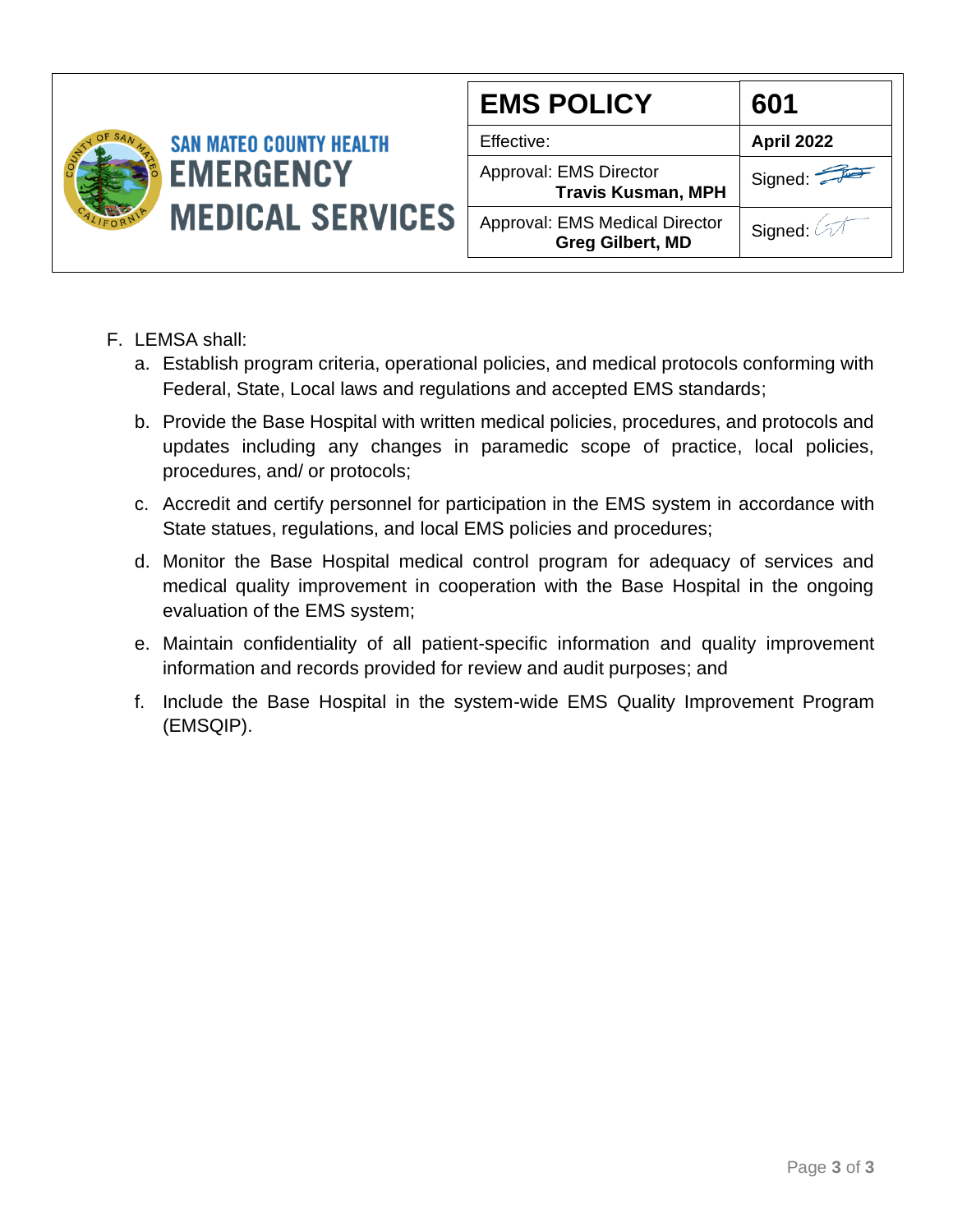F. LEMSA shall:

  a. Establish program criteria, operational policies, and medical protocols conforming with Federal, State, Local laws and regulations and accepted EMS standards;
  b. Provide the Base Hospital with written medical policies, procedures, and protocols and updates including any changes in paramedic scope of practice, local policies, procedures, and/ or protocols;
  c. Accredit and certify personnel for participation in the EMS system in accordance with State statues, regulations, and local EMS policies and procedures;
  d. Monitor the Base Hospital medical control program for adequacy of services and medical quality improvement in cooperation with the Base Hospital in the ongoing evaluation of the EMS system;
  e. Maintain confidentiality of all patient-specific information and quality improvement information and records provided for review and audit purposes; and
  f. Include the Base Hospital in the system-wide EMS Quality Improvement Program (EMSQIP).